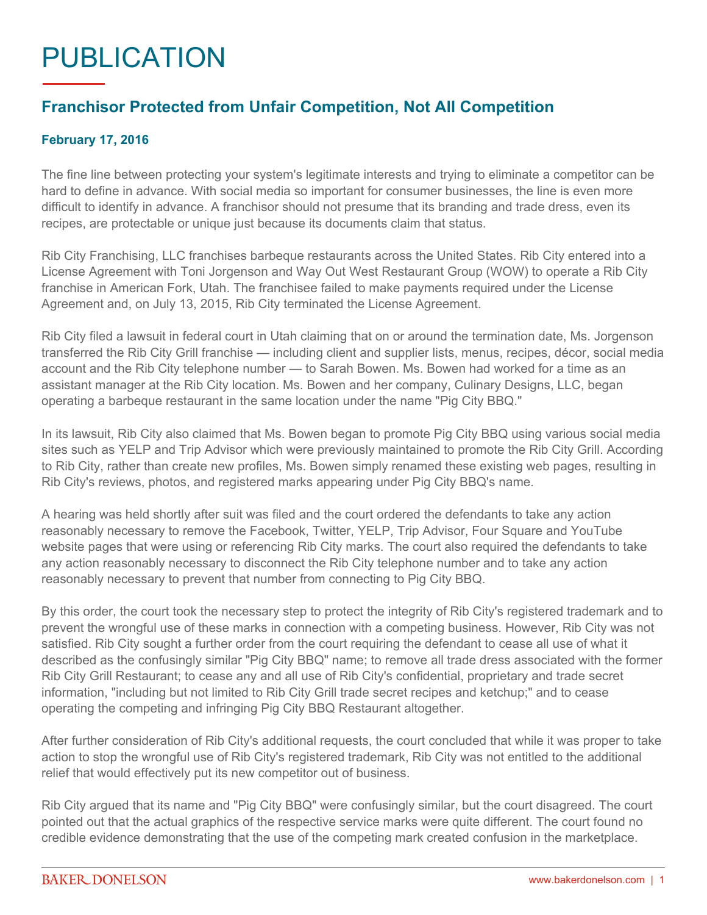# PUBLICATION

## Franchisor Protected from Unfair Competition, Not All Competition

**February 17, 2016**

The fine line between protecting your system's legitimate interests and trying to eliminate a competitor can be hard to define in advance. With social media so important for consumer businesses, the line is even more difficult to identify in advance. A franchisor should not presume that its branding and trade dress, even its recipes, are protectable or unique just because its documents claim that status.

Rib City Franchising, LLC franchises barbeque restaurants across the United States. Rib City entered into a License Agreement with Toni Jorgenson and Way Out West Restaurant Group (WOW) to operate a Rib City franchise in American Fork, Utah. The franchisee failed to make payments required under the License Agreement and, on July 13, 2015, Rib City terminated the License Agreement.

Rib City filed a lawsuit in federal court in Utah claiming that on or around the termination date, Ms. Jorgenson transferred the Rib City Grill franchise — including client and supplier lists, menus, recipes, décor, social media account and the Rib City telephone number — to Sarah Bowen. Ms. Bowen had worked for a time as an assistant manager at the Rib City location. Ms. Bowen and her company, Culinary Designs, LLC, began operating a barbeque restaurant in the same location under the name "Pig City BBQ."

In its lawsuit, Rib City also claimed that Ms. Bowen began to promote Pig City BBQ using various social media sites such as YELP and Trip Advisor which were previously maintained to promote the Rib City Grill. According to Rib City, rather than create new profiles, Ms. Bowen simply renamed these existing web pages, resulting in Rib City's reviews, photos, and registered marks appearing under Pig City BBQ's name.

A hearing was held shortly after suit was filed and the court ordered the defendants to take any action reasonably necessary to remove the Facebook, Twitter, YELP, Trip Advisor, Four Square and YouTube website pages that were using or referencing Rib City marks. The court also required the defendants to take any action reasonably necessary to disconnect the Rib City telephone number and to take any action reasonably necessary to prevent that number from connecting to Pig City BBQ.

By this order, the court took the necessary step to protect the integrity of Rib City's registered trademark and to prevent the wrongful use of these marks in connection with a competing business. However, Rib City was not satisfied. Rib City sought a further order from the court requiring the defendant to cease all use of what it described as the confusingly similar "Pig City BBQ" name; to remove all trade dress associated with the former Rib City Grill Restaurant; to cease any and all use of Rib City's confidential, proprietary and trade secret information, "including but not limited to Rib City Grill trade secret recipes and ketchup;" and to cease operating the competing and infringing Pig City BBQ Restaurant altogether.

After further consideration of Rib City's additional requests, the court concluded that while it was proper to take action to stop the wrongful use of Rib City's registered trademark, Rib City was not entitled to the additional relief that would effectively put its new competitor out of business.

Rib City argued that its name and "Pig City BBQ" were confusingly similar, but the court disagreed. The court pointed out that the actual graphics of the respective service marks were quite different. The court found no credible evidence demonstrating that the use of the competing mark created confusion in the marketplace.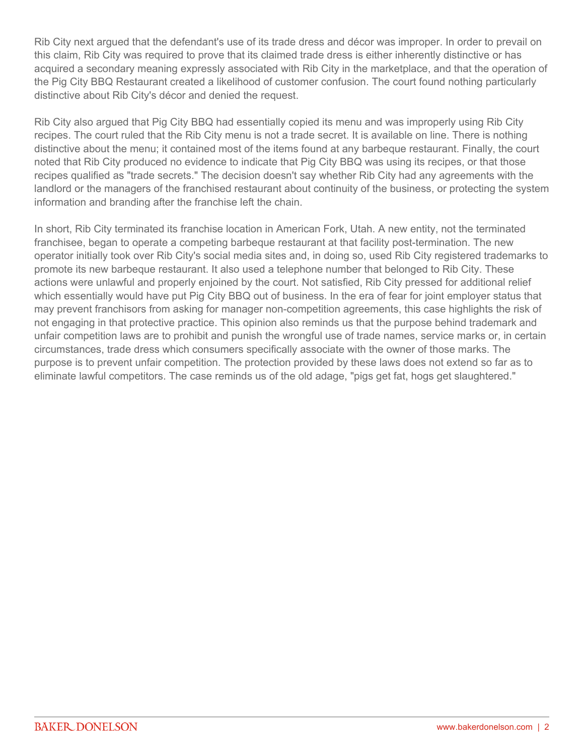Rib City next argued that the defendant's use of its trade dress and décor was improper. In order to prevail on this claim, Rib City was required to prove that its claimed trade dress is either inherently distinctive or has acquired a secondary meaning expressly associated with Rib City in the marketplace, and that the operation of the Pig City BBQ Restaurant created a likelihood of customer confusion. The court found nothing particularly distinctive about Rib City's décor and denied the request.

Rib City also argued that Pig City BBQ had essentially copied its menu and was improperly using Rib City recipes. The court ruled that the Rib City menu is not a trade secret. It is available on line. There is nothing distinctive about the menu; it contained most of the items found at any barbeque restaurant. Finally, the court noted that Rib City produced no evidence to indicate that Pig City BBQ was using its recipes, or that those recipes qualified as "trade secrets." The decision doesn't say whether Rib City had any agreements with the landlord or the managers of the franchised restaurant about continuity of the business, or protecting the system information and branding after the franchise left the chain.

In short, Rib City terminated its franchise location in American Fork, Utah. A new entity, not the terminated franchisee, began to operate a competing barbeque restaurant at that facility post-termination. The new operator initially took over Rib City's social media sites and, in doing so, used Rib City registered trademarks to promote its new barbeque restaurant. It also used a telephone number that belonged to Rib City. These actions were unlawful and properly enjoined by the court. Not satisfied, Rib City pressed for additional relief which essentially would have put Pig City BBQ out of business. In the era of fear for joint employer status that may prevent franchisors from asking for manager non-competition agreements, this case highlights the risk of not engaging in that protective practice. This opinion also reminds us that the purpose behind trademark and unfair competition laws are to prohibit and punish the wrongful use of trade names, service marks or, in certain circumstances, trade dress which consumers specifically associate with the owner of those marks. The purpose is to prevent unfair competition. The protection provided by these laws does not extend so far as to eliminate lawful competitors. The case reminds us of the old adage, "pigs get fat, hogs get slaughtered."